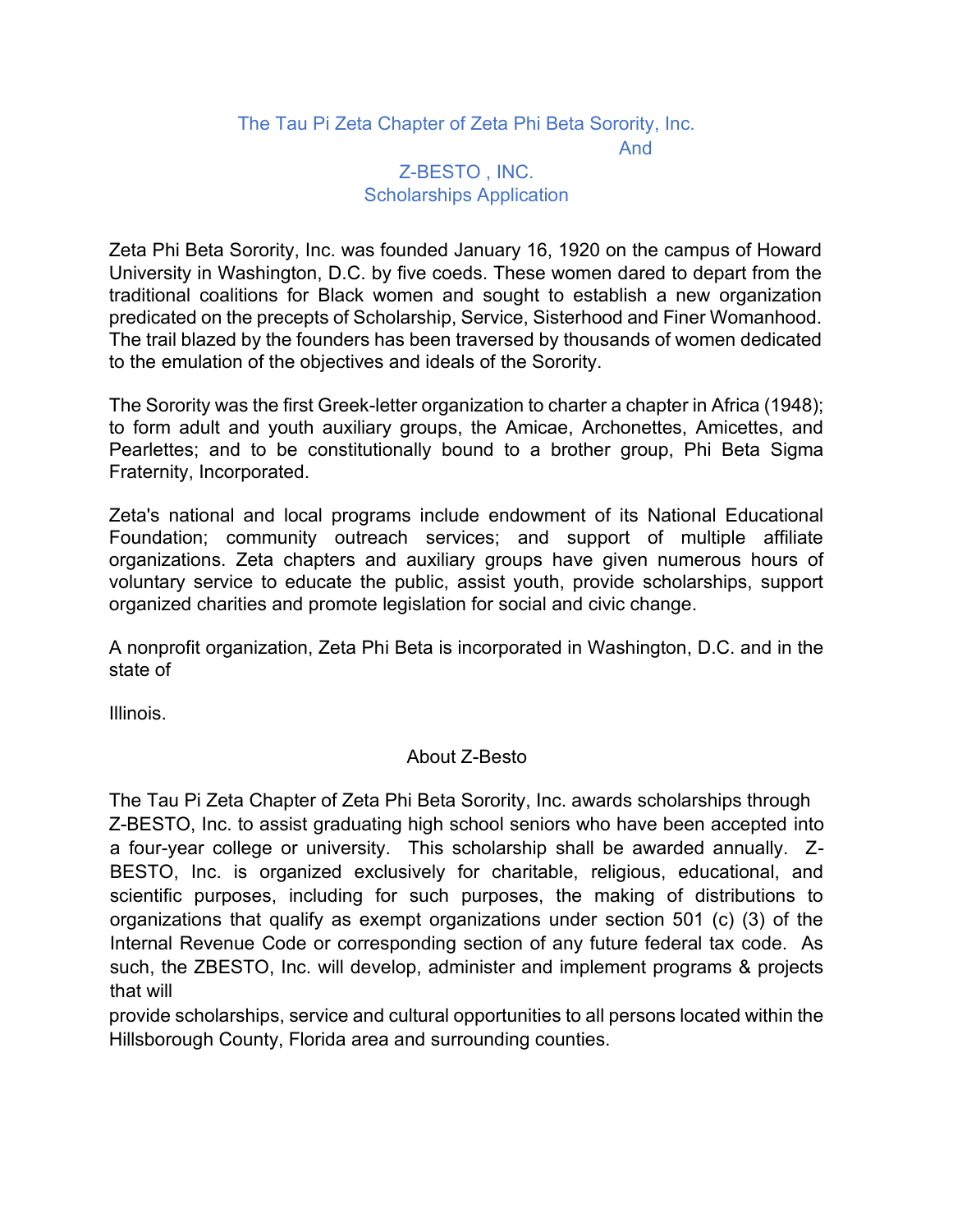# The Tau Pi Zeta Chapter of Zeta Phi Beta Sorority, Inc. And Z-BESTO , INC. Scholarships Application

Zeta Phi Beta Sorority, Inc. was founded January 16, 1920 on the campus of Howard University in Washington, D.C. by five coeds. These women dared to depart from the traditional coalitions for Black women and sought to establish a new organization predicated on the precepts of Scholarship, Service, Sisterhood and Finer Womanhood. The trail blazed by the founders has been traversed by thousands of women dedicated to the emulation of the objectives and ideals of the Sorority.

The Sorority was the first Greek-letter organization to charter a chapter in Africa (1948); to form adult and youth auxiliary groups, the Amicae, Archonettes, Amicettes, and Pearlettes; and to be constitutionally bound to a brother group, Phi Beta Sigma Fraternity, Incorporated.

Zeta's national and local programs include endowment of its National Educational Foundation; community outreach services; and support of multiple affiliate organizations. Zeta chapters and auxiliary groups have given numerous hours of voluntary service to educate the public, assist youth, provide scholarships, support organized charities and promote legislation for social and civic change.

A nonprofit organization, Zeta Phi Beta is incorporated in Washington, D.C. and in the state of Illinois.

## About Z-Besto

The Tau Pi Zeta Chapter of Zeta Phi Beta Sorority, Inc. awards scholarships through Z-BESTO, Inc. to assist graduating high school seniors who have been accepted into a four-year college or university. This scholarship shall be awarded annually. Z-BESTO, Inc. is organized exclusively for charitable, religious, educational, and scientific purposes, including for such purposes, the making of distributions to organizations that qualify as exempt organizations under section 501 (c) (3) of the Internal Revenue Code or corresponding section of any future federal tax code. As such, the ZBESTO, Inc. will develop, administer and implement programs & projects that will provide scholarships, service and cultural opportunities to all persons located within the Hillsborough County, Florida area and surrounding counties.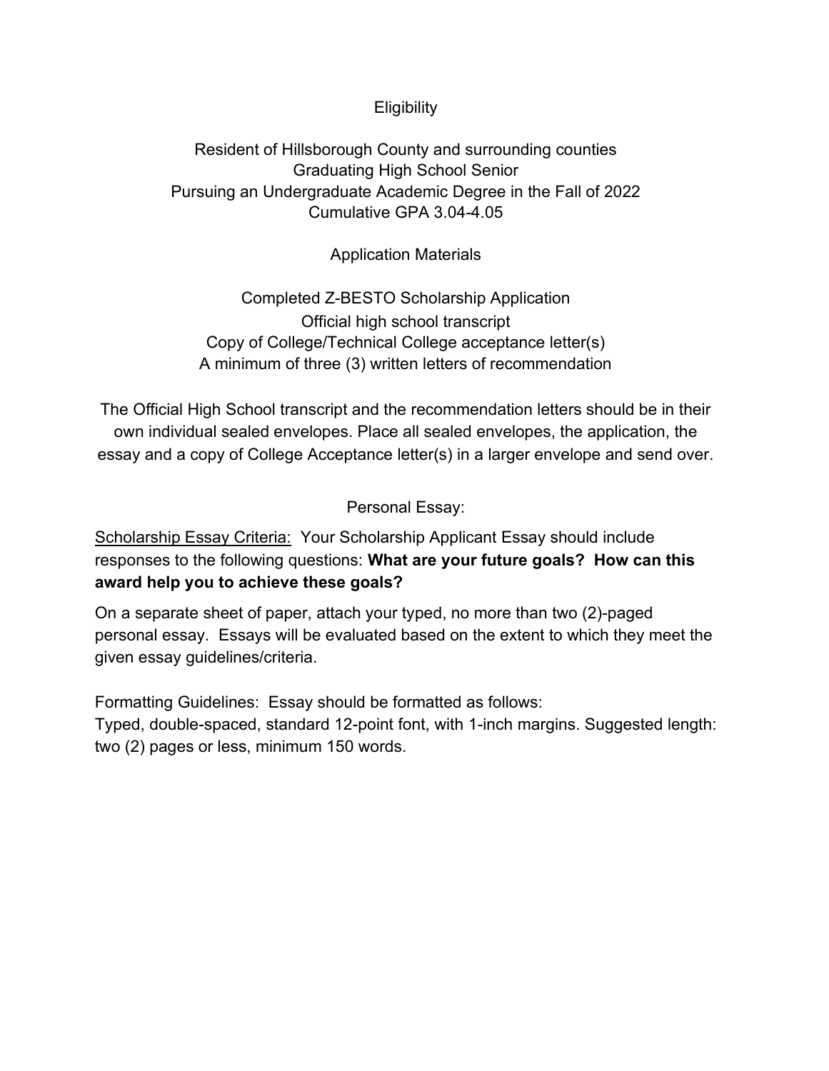## Eligibility

Resident of Hillsborough County and surrounding counties
Graduating High School Senior
Pursuing an Undergraduate Academic Degree in the Fall of 2022
Cumulative GPA 3.04-4.05

## Application Materials

Completed Z-BESTO Scholarship Application
Official high school transcript
Copy of College/Technical College acceptance letter(s)
A minimum of three (3) written letters of recommendation

The Official High School transcript and the recommendation letters should be in their own individual sealed envelopes. Place all sealed envelopes, the application, the essay and a copy of College Acceptance letter(s) in a larger envelope and send over.

## Personal Essay:

<u>Scholarship Essay Criteria:</u> Your Scholarship Applicant Essay should include responses to the following questions: **What are your future goals? How can this award help you to achieve these goals?**

On a separate sheet of paper, attach your typed, no more than two (2)-paged personal essay. Essays will be evaluated based on the extent to which they meet the given essay guidelines/criteria.

Formatting Guidelines: Essay should be formatted as follows:
Typed, double-spaced, standard 12-point font, with 1-inch margins. Suggested length: two (2) pages or less, minimum 150 words.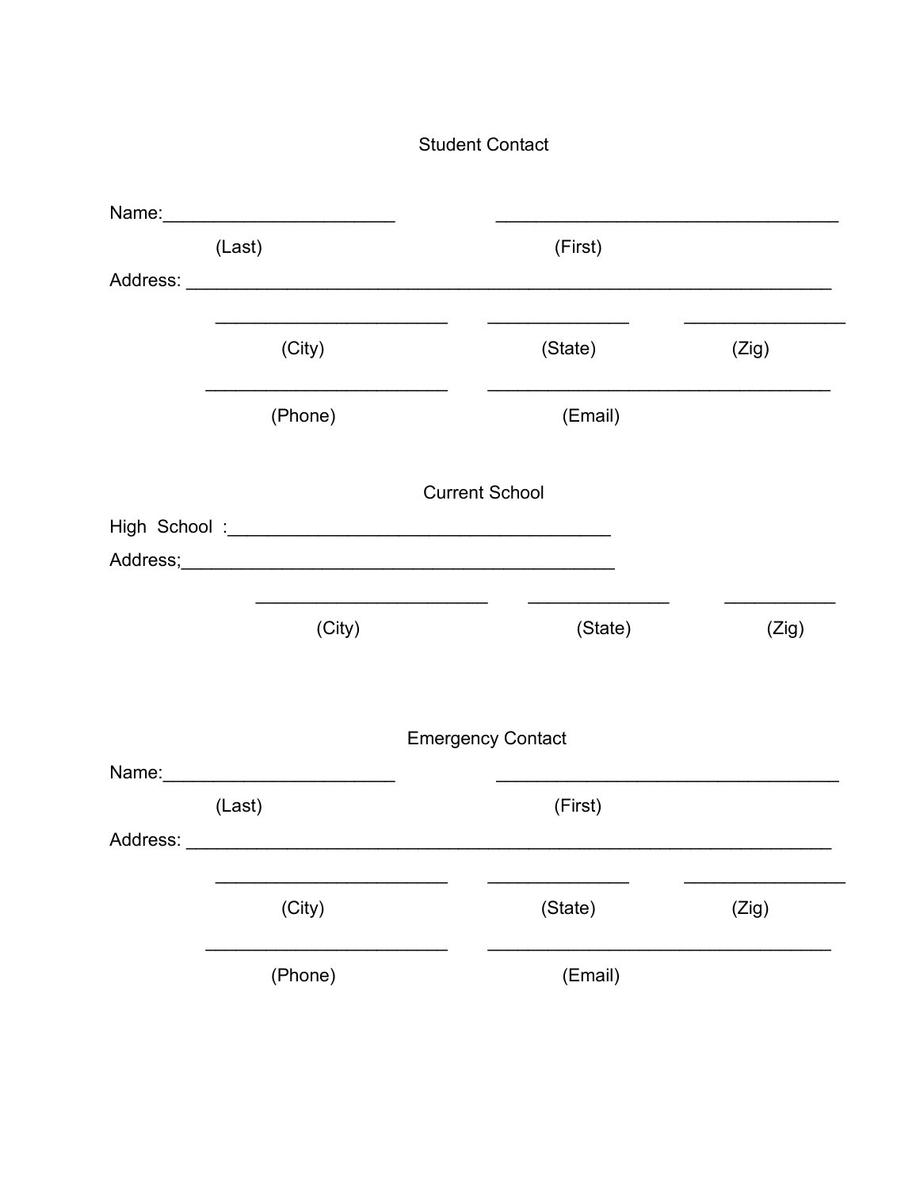## Student Contact

Name:_______________________ __________________________________

(Last) (First)

Address: _______________________________________________________________

_______________________ ______________ ________________

(City) (State) (Zig)

________________________ __________________________________

(Phone) (Email)

## Current School

High School :_____________________________________

Address;___________________________________________

_______________________ ______________ ___________

(City) (State) (Zig)

## Emergency Contact

Name:_______________________ __________________________________

(Last) (First)

Address: _______________________________________________________________

_______________________ ______________ ________________

(City) (State) (Zig)

________________________ __________________________________

(Phone) (Email)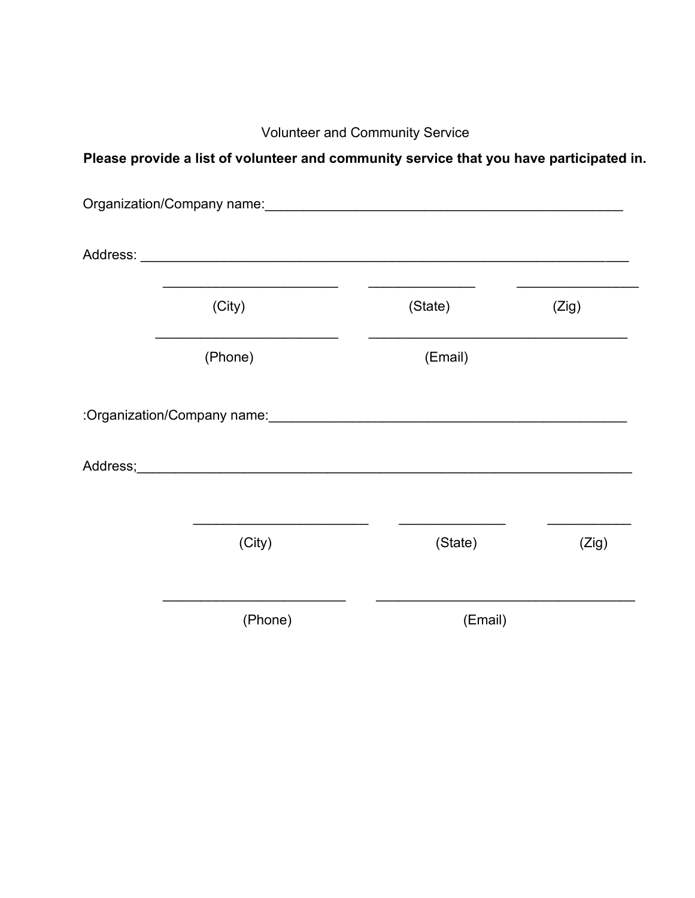Volunteer and Community Service

**Please provide a list of volunteer and community service that you have participated in.**

Organization/Company name:_______________________________________________

Address: ________________________________________________________________

_______________________ ______________ ________________

(City) (State) (Zig)

________________________ __________________________________

(Phone) (Email)

:Organization/Company name:_______________________________________________

Address;_________________________________________________________________

_______________________ ______________ ___________

(City) (State) (Zig)

________________________ __________________________________

(Phone) (Email)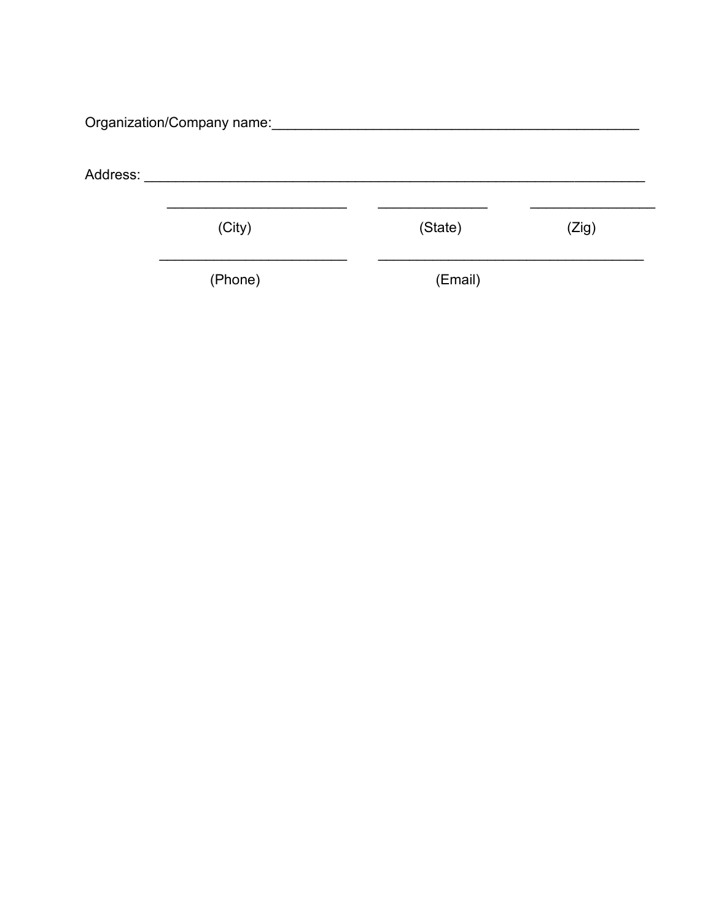Organization/Company name:_________________________________________________

Address: ____________________________________________________________________

| ________________________ | ______________ | ________________ |
|---|---|---|
| (City) | (State) | (Zig) |

| __________________________ | ____________________________________ |
|---|---|
| (Phone) | (Email) |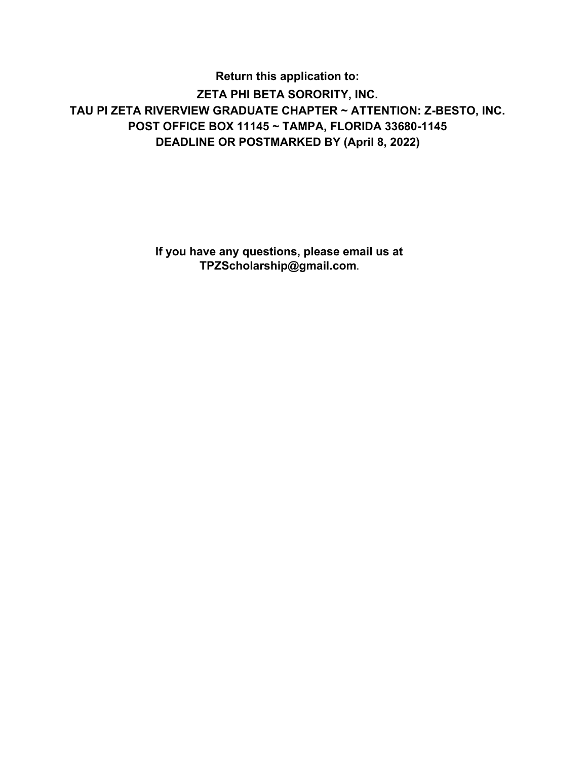**Return this application to:**

**ZETA PHI BETA SORORITY, INC.**
**TAU PI ZETA RIVERVIEW GRADUATE CHAPTER ~ ATTENTION: Z-BESTO, INC.**
**POST OFFICE BOX 11145 ~ TAMPA, FLORIDA 33680-1145**
**DEADLINE OR POSTMARKED BY (April 8, 2022)**

**If you have any questions, please email us at TPZScholarship@gmail.com**.